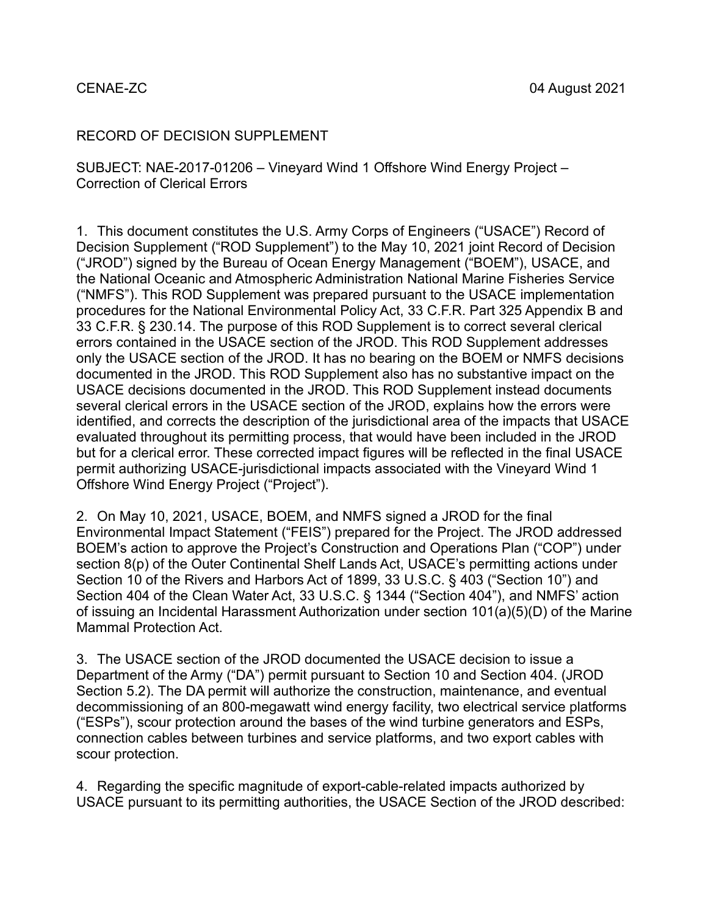CENAE-ZC 04 August 2021

RECORD OF DECISION SUPPLEMENT

SUBJECT: NAE-2017-01206 – Vineyard Wind 1 Offshore Wind Energy Project – Correction of Clerical Errors

1. This document constitutes the U.S. Army Corps of Engineers ("USACE") Record of Decision Supplement ("ROD Supplement") to the May 10, 2021 joint Record of Decision ("JROD") signed by the Bureau of Ocean Energy Management ("BOEM"), USACE, and the National Oceanic and Atmospheric Administration National Marine Fisheries Service ("NMFS"). This ROD Supplement was prepared pursuant to the USACE implementation procedures for the National Environmental Policy Act, 33 C.F.R. Part 325 Appendix B and 33 C.F.R. § 230.14. The purpose of this ROD Supplement is to correct several clerical errors contained in the USACE section of the JROD. This ROD Supplement addresses only the USACE section of the JROD. It has no bearing on the BOEM or NMFS decisions documented in the JROD. This ROD Supplement also has no substantive impact on the USACE decisions documented in the JROD. This ROD Supplement instead documents several clerical errors in the USACE section of the JROD, explains how the errors were identified, and corrects the description of the jurisdictional area of the impacts that USACE evaluated throughout its permitting process, that would have been included in the JROD but for a clerical error. These corrected impact figures will be reflected in the final USACE permit authorizing USACE-jurisdictional impacts associated with the Vineyard Wind 1 Offshore Wind Energy Project ("Project").

2. On May 10, 2021, USACE, BOEM, and NMFS signed a JROD for the final Environmental Impact Statement ("FEIS") prepared for the Project. The JROD addressed BOEM's action to approve the Project's Construction and Operations Plan ("COP") under section 8(p) of the Outer Continental Shelf Lands Act, USACE's permitting actions under Section 10 of the Rivers and Harbors Act of 1899, 33 U.S.C. § 403 ("Section 10") and Section 404 of the Clean Water Act, 33 U.S.C. § 1344 ("Section 404"), and NMFS' action of issuing an Incidental Harassment Authorization under section 101(a)(5)(D) of the Marine Mammal Protection Act.

3. The USACE section of the JROD documented the USACE decision to issue a Department of the Army ("DA") permit pursuant to Section 10 and Section 404. (JROD Section 5.2). The DA permit will authorize the construction, maintenance, and eventual decommissioning of an 800-megawatt wind energy facility, two electrical service platforms ("ESPs"), scour protection around the bases of the wind turbine generators and ESPs, connection cables between turbines and service platforms, and two export cables with scour protection.

4. Regarding the specific magnitude of export-cable-related impacts authorized by USACE pursuant to its permitting authorities, the USACE Section of the JROD described: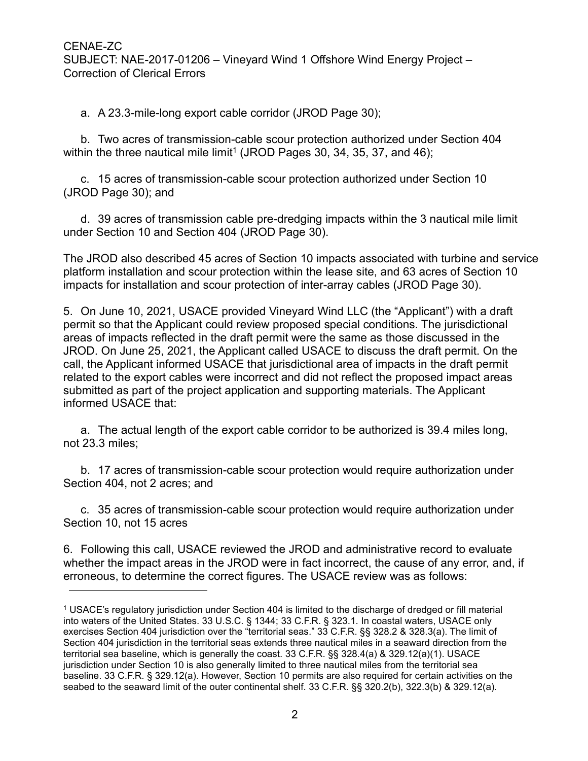a. A 23.3-mile-long export cable corridor (JROD Page 30);

b. Two acres of transmission-cable scour protection authorized under Section 404 within the three nautical mile limit[1] (JROD Pages 30, 34, 35, 37, and 46);

c. 15 acres of transmission-cable scour protection authorized under Section 10 (JROD Page 30); and

d. 39 acres of transmission cable pre-dredging impacts within the 3 nautical mile limit under Section 10 and Section 404 (JROD Page 30).

The JROD also described 45 acres of Section 10 impacts associated with turbine and service platform installation and scour protection within the lease site, and 63 acres of Section 10 impacts for installation and scour protection of inter-array cables (JROD Page 30).

5. On June 10, 2021, USACE provided Vineyard Wind LLC (the "Applicant") with a draft permit so that the Applicant could review proposed special conditions. The jurisdictional areas of impacts reflected in the draft permit were the same as those discussed in the JROD. On June 25, 2021, the Applicant called USACE to discuss the draft permit. On the call, the Applicant informed USACE that jurisdictional area of impacts in the draft permit related to the export cables were incorrect and did not reflect the proposed impact areas submitted as part of the project application and supporting materials. The Applicant informed USACE that:

a. The actual length of the export cable corridor to be authorized is 39.4 miles long, not 23.3 miles;

b. 17 acres of transmission-cable scour protection would require authorization under Section 404, not 2 acres; and

c. 35 acres of transmission-cable scour protection would require authorization under Section 10, not 15 acres

6. Following this call, USACE reviewed the JROD and administrative record to evaluate whether the impact areas in the JROD were in fact incorrect, the cause of any error, and, if erroneous, to determine the correct figures. The USACE review was as follows:

---

[1] USACE's regulatory jurisdiction under Section 404 is limited to the discharge of dredged or fill material into waters of the United States. 33 U.S.C. § 1344; 33 C.F.R. § 323.1. In coastal waters, USACE only exercises Section 404 jurisdiction over the "territorial seas." 33 C.F.R. §§ 328.2 & 328.3(a). The limit of Section 404 jurisdiction in the territorial seas extends three nautical miles in a seaward direction from the territorial sea baseline, which is generally the coast. 33 C.F.R. §§ 328.4(a) & 329.12(a)(1). USACE jurisdiction under Section 10 is also generally limited to three nautical miles from the territorial sea baseline. 33 C.F.R. § 329.12(a). However, Section 10 permits are also required for certain activities on the seabed to the seaward limit of the outer continental shelf. 33 C.F.R. §§ 320.2(b), 322.3(b) & 329.12(a).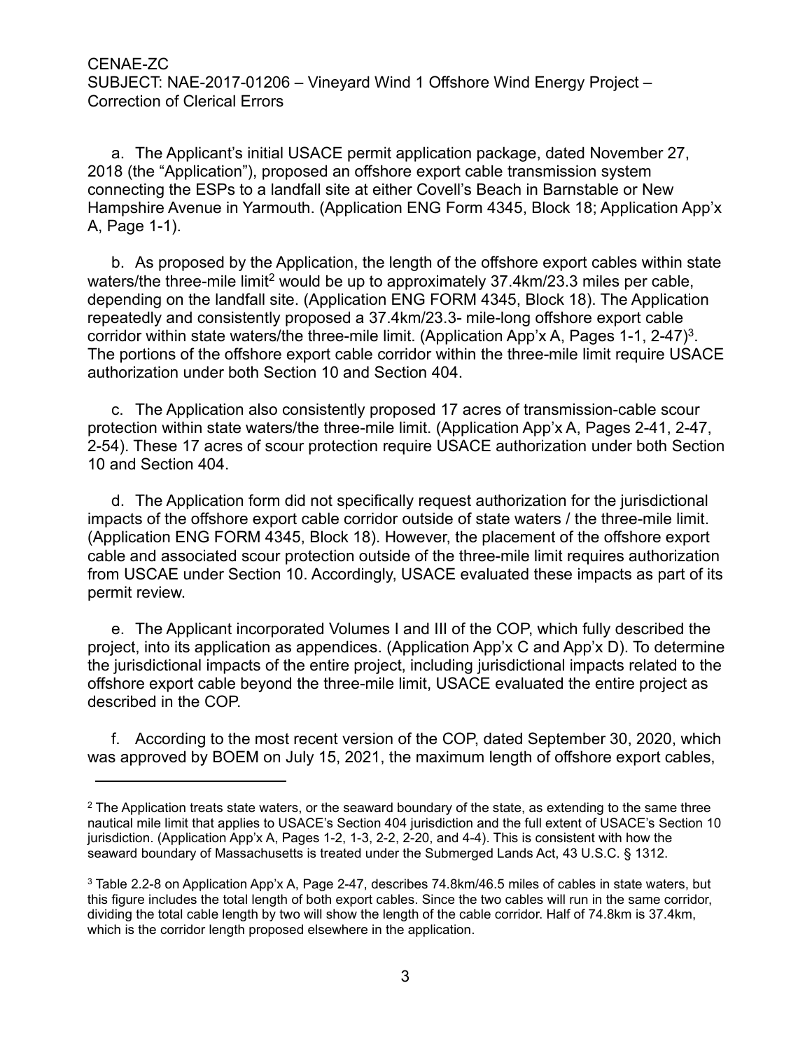a. The Applicant's initial USACE permit application package, dated November 27, 2018 (the "Application"), proposed an offshore export cable transmission system connecting the ESPs to a landfall site at either Covell's Beach in Barnstable or New Hampshire Avenue in Yarmouth. (Application ENG Form 4345, Block 18; Application App'x A, Page 1-1).

b. As proposed by the Application, the length of the offshore export cables within state waters/the three-mile limit[2] would be up to approximately 37.4km/23.3 miles per cable, depending on the landfall site. (Application ENG FORM 4345, Block 18). The Application repeatedly and consistently proposed a 37.4km/23.3- mile-long offshore export cable corridor within state waters/the three-mile limit. (Application App'x A, Pages 1-1, 2-47)[3]. The portions of the offshore export cable corridor within the three-mile limit require USACE authorization under both Section 10 and Section 404.

c. The Application also consistently proposed 17 acres of transmission-cable scour protection within state waters/the three-mile limit. (Application App'x A, Pages 2-41, 2-47, 2-54). These 17 acres of scour protection require USACE authorization under both Section 10 and Section 404.

d. The Application form did not specifically request authorization for the jurisdictional impacts of the offshore export cable corridor outside of state waters / the three-mile limit. (Application ENG FORM 4345, Block 18). However, the placement of the offshore export cable and associated scour protection outside of the three-mile limit requires authorization from USCAE under Section 10. Accordingly, USACE evaluated these impacts as part of its permit review.

e. The Applicant incorporated Volumes I and III of the COP, which fully described the project, into its application as appendices. (Application App'x C and App'x D). To determine the jurisdictional impacts of the entire project, including jurisdictional impacts related to the offshore export cable beyond the three-mile limit, USACE evaluated the entire project as described in the COP.

f. According to the most recent version of the COP, dated September 30, 2020, which was approved by BOEM on July 15, 2021, the maximum length of offshore export cables,

---

[2] The Application treats state waters, or the seaward boundary of the state, as extending to the same three nautical mile limit that applies to USACE's Section 404 jurisdiction and the full extent of USACE's Section 10 jurisdiction. (Application App'x A, Pages 1-2, 1-3, 2-2, 2-20, and 4-4). This is consistent with how the seaward boundary of Massachusetts is treated under the Submerged Lands Act, 43 U.S.C. § 1312.

[3] Table 2.2-8 on Application App'x A, Page 2-47, describes 74.8km/46.5 miles of cables in state waters, but this figure includes the total length of both export cables. Since the two cables will run in the same corridor, dividing the total cable length by two will show the length of the cable corridor. Half of 74.8km is 37.4km, which is the corridor length proposed elsewhere in the application.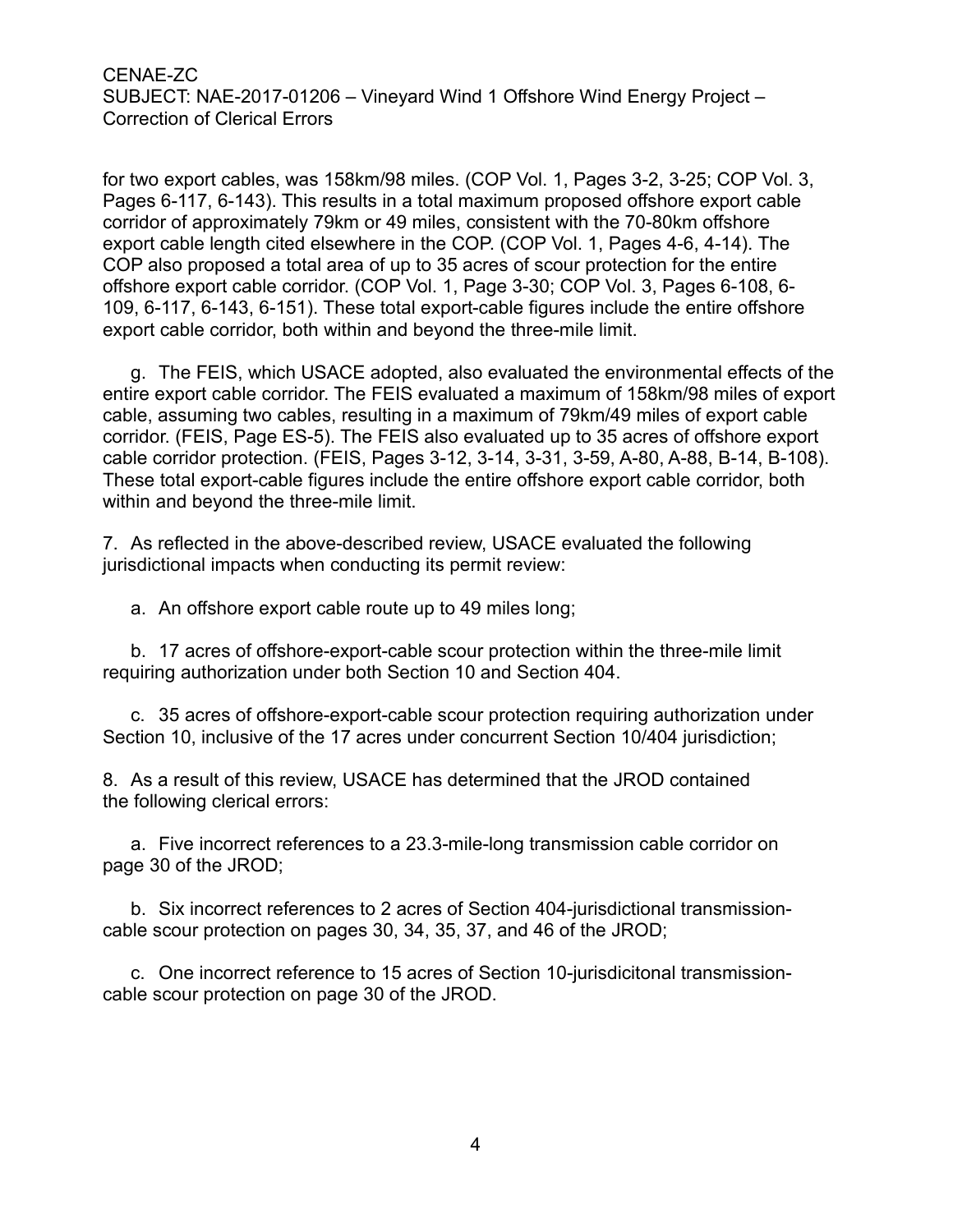for two export cables, was 158km/98 miles. (COP Vol. 1, Pages 3-2, 3-25; COP Vol. 3, Pages 6-117, 6-143). This results in a total maximum proposed offshore export cable corridor of approximately 79km or 49 miles, consistent with the 70-80km offshore export cable length cited elsewhere in the COP. (COP Vol. 1, Pages 4-6, 4-14). The COP also proposed a total area of up to 35 acres of scour protection for the entire offshore export cable corridor. (COP Vol. 1, Page 3-30; COP Vol. 3, Pages 6-108, 6-109, 6-117, 6-143, 6-151). These total export-cable figures include the entire offshore export cable corridor, both within and beyond the three-mile limit.

g. The FEIS, which USACE adopted, also evaluated the environmental effects of the entire export cable corridor. The FEIS evaluated a maximum of 158km/98 miles of export cable, assuming two cables, resulting in a maximum of 79km/49 miles of export cable corridor. (FEIS, Page ES-5). The FEIS also evaluated up to 35 acres of offshore export cable corridor protection. (FEIS, Pages 3-12, 3-14, 3-31, 3-59, A-80, A-88, B-14, B-108). These total export-cable figures include the entire offshore export cable corridor, both within and beyond the three-mile limit.

7. As reflected in the above-described review, USACE evaluated the following jurisdictional impacts when conducting its permit review:

a. An offshore export cable route up to 49 miles long;

b. 17 acres of offshore-export-cable scour protection within the three-mile limit requiring authorization under both Section 10 and Section 404.

c. 35 acres of offshore-export-cable scour protection requiring authorization under Section 10, inclusive of the 17 acres under concurrent Section 10/404 jurisdiction;

8. As a result of this review, USACE has determined that the JROD contained the following clerical errors:

a. Five incorrect references to a 23.3-mile-long transmission cable corridor on page 30 of the JROD;

b. Six incorrect references to 2 acres of Section 404-jurisdictional transmission-cable scour protection on pages 30, 34, 35, 37, and 46 of the JROD;

c. One incorrect reference to 15 acres of Section 10-jurisdicitonal transmission-cable scour protection on page 30 of the JROD.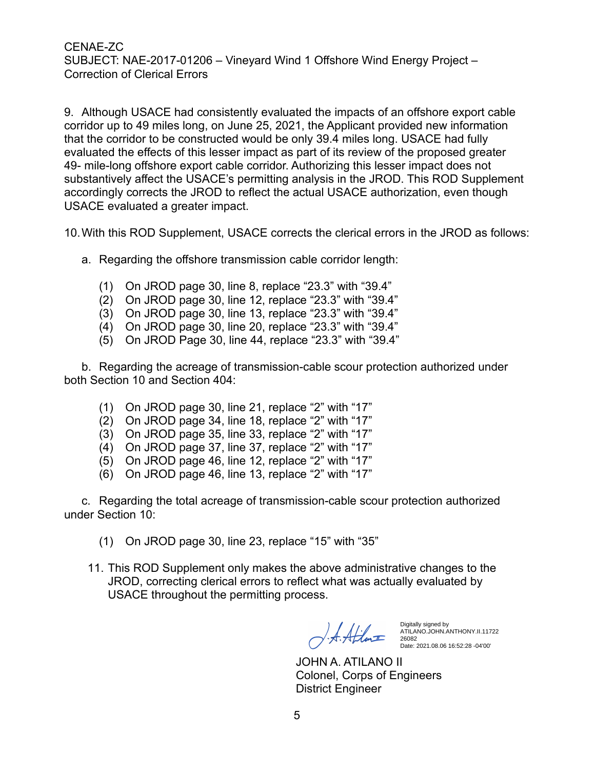CENAE-ZC
SUBJECT: NAE-2017-01206 – Vineyard Wind 1 Offshore Wind Energy Project – Correction of Clerical Errors

9. Although USACE had consistently evaluated the impacts of an offshore export cable corridor up to 49 miles long, on June 25, 2021, the Applicant provided new information that the corridor to be constructed would be only 39.4 miles long. USACE had fully evaluated the effects of this lesser impact as part of its review of the proposed greater 49- mile-long offshore export cable corridor. Authorizing this lesser impact does not substantively affect the USACE's permitting analysis in the JROD. This ROD Supplement accordingly corrects the JROD to reflect the actual USACE authorization, even though USACE evaluated a greater impact.

10. With this ROD Supplement, USACE corrects the clerical errors in the JROD as follows:

a. Regarding the offshore transmission cable corridor length:

(1) On JROD page 30, line 8, replace "23.3" with "39.4"
(2) On JROD page 30, line 12, replace "23.3" with "39.4"
(3) On JROD page 30, line 13, replace "23.3" with "39.4"
(4) On JROD page 30, line 20, replace "23.3" with "39.4"
(5) On JROD Page 30, line 44, replace "23.3" with "39.4"

b. Regarding the acreage of transmission-cable scour protection authorized under both Section 10 and Section 404:

(1) On JROD page 30, line 21, replace "2" with "17"
(2) On JROD page 34, line 18, replace "2" with "17"
(3) On JROD page 35, line 33, replace "2" with "17"
(4) On JROD page 37, line 37, replace "2" with "17"
(5) On JROD page 46, line 12, replace "2" with "17"
(6) On JROD page 46, line 13, replace "2" with "17"

c. Regarding the total acreage of transmission-cable scour protection authorized under Section 10:

(1) On JROD page 30, line 23, replace "15" with "35"

11. This ROD Supplement only makes the above administrative changes to the JROD, correcting clerical errors to reflect what was actually evaluated by USACE throughout the permitting process.

Digitally signed by ATILANO.JOHN.ANTHONY.II.1172226082
Date: 2021.08.06 16:52:28 -04'00'

JOHN A. ATILANO II
Colonel, Corps of Engineers
District Engineer